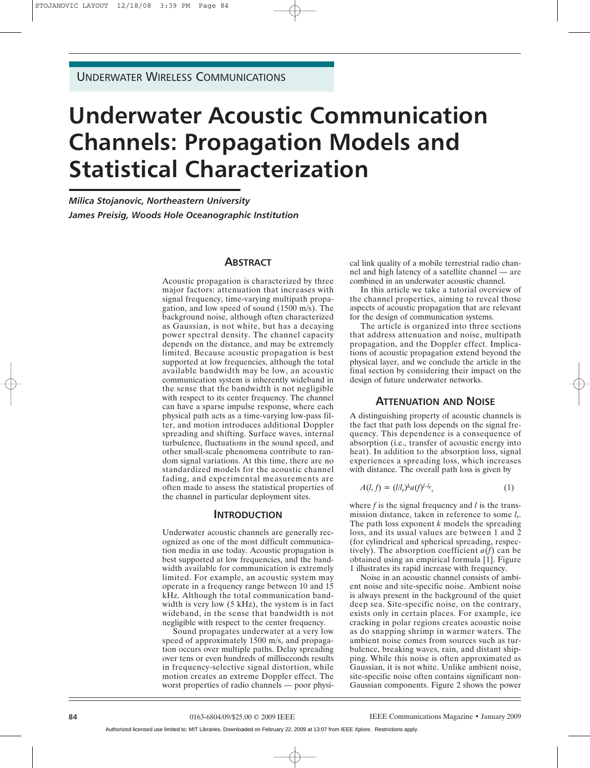UNDERWATER WIRELESS COMMUNICATIONS

# Underwater Acoustic Communication Channels: Propagation Models and Statistical Characterization

*Milica Stojanovic, Northeastern University*
*James Preisig, Woods Hole Oceanographic Institution*

## ABSTRACT

Acoustic propagation is characterized by three major factors: attenuation that increases with signal frequency, time-varying multipath propagation, and low speed of sound (1500 m/s). The background noise, although often characterized as Gaussian, is not white, but has a decaying power spectral density. The channel capacity depends on the distance, and may be extremely limited. Because acoustic propagation is best supported at low frequencies, although the total available bandwidth may be low, an acoustic communication system is inherently wideband in the sense that the bandwidth is not negligible with respect to its center frequency. The channel can have a sparse impulse response, where each physical path acts as a time-varying low-pass filter, and motion introduces additional Doppler spreading and shifting. Surface waves, internal turbulence, fluctuations in the sound speed, and other small-scale phenomena contribute to random signal variations. At this time, there are no standardized models for the acoustic channel fading, and experimental measurements are often made to assess the statistical properties of the channel in particular deployment sites.

## INTRODUCTION

Underwater acoustic channels are generally recognized as one of the most difficult communication media in use today. Acoustic propagation is best supported at low frequencies, and the bandwidth available for communication is extremely limited. For example, an acoustic system may operate in a frequency range between 10 and 15 kHz. Although the total communication bandwidth is very low (5 kHz), the system is in fact wideband, in the sense that bandwidth is not negligible with respect to the center frequency.

Sound propagates underwater at a very low speed of approximately 1500 m/s, and propagation occurs over multiple paths. Delay spreading over tens or even hundreds of milliseconds results in frequency-selective signal distortion, while motion creates an extreme Doppler effect. The worst properties of radio channels — poor physical link quality of a mobile terrestrial radio channel and high latency of a satellite channel — are combined in an underwater acoustic channel.

In this article we take a tutorial overview of the channel properties, aiming to reveal those aspects of acoustic propagation that are relevant for the design of communication systems.

The article is organized into three sections that address attenuation and noise, multipath propagation, and the Doppler effect. Implications of acoustic propagation extend beyond the physical layer, and we conclude the article in the final section by considering their impact on the design of future underwater networks.

## ATTENUATION AND NOISE

A distinguishing property of acoustic channels is the fact that path loss depends on the signal frequency. This dependence is a consequence of absorption (i.e., transfer of acoustic energy into heat). In addition to the absorption loss, signal experiences a spreading loss, which increases with distance. The overall path loss is given by

$$A(l, f) = (l/l_r)^k a(f)^{l-l_r}, \tag{1}$$

where $f$ is the signal frequency and $l$ is the transmission distance, taken in reference to some $l_r$. The path loss exponent $k$ models the spreading loss, and its usual values are between 1 and 2 (for cylindrical and spherical spreading, respectively). The absorption coefficient $a(f)$ can be obtained using an empirical formula [1]. Figure 1 illustrates its rapid increase with frequency.

Noise in an acoustic channel consists of ambient noise and site-specific noise. Ambient noise is always present in the background of the quiet deep sea. Site-specific noise, on the contrary, exists only in certain places. For example, ice cracking in polar regions creates acoustic noise as do snapping shrimp in warmer waters. The ambient noise comes from sources such as turbulence, breaking waves, rain, and distant shipping. While this noise is often approximated as Gaussian, it is not white. Unlike ambient noise, site-specific noise often contains significant non-Gaussian components. Figure 2 shows the power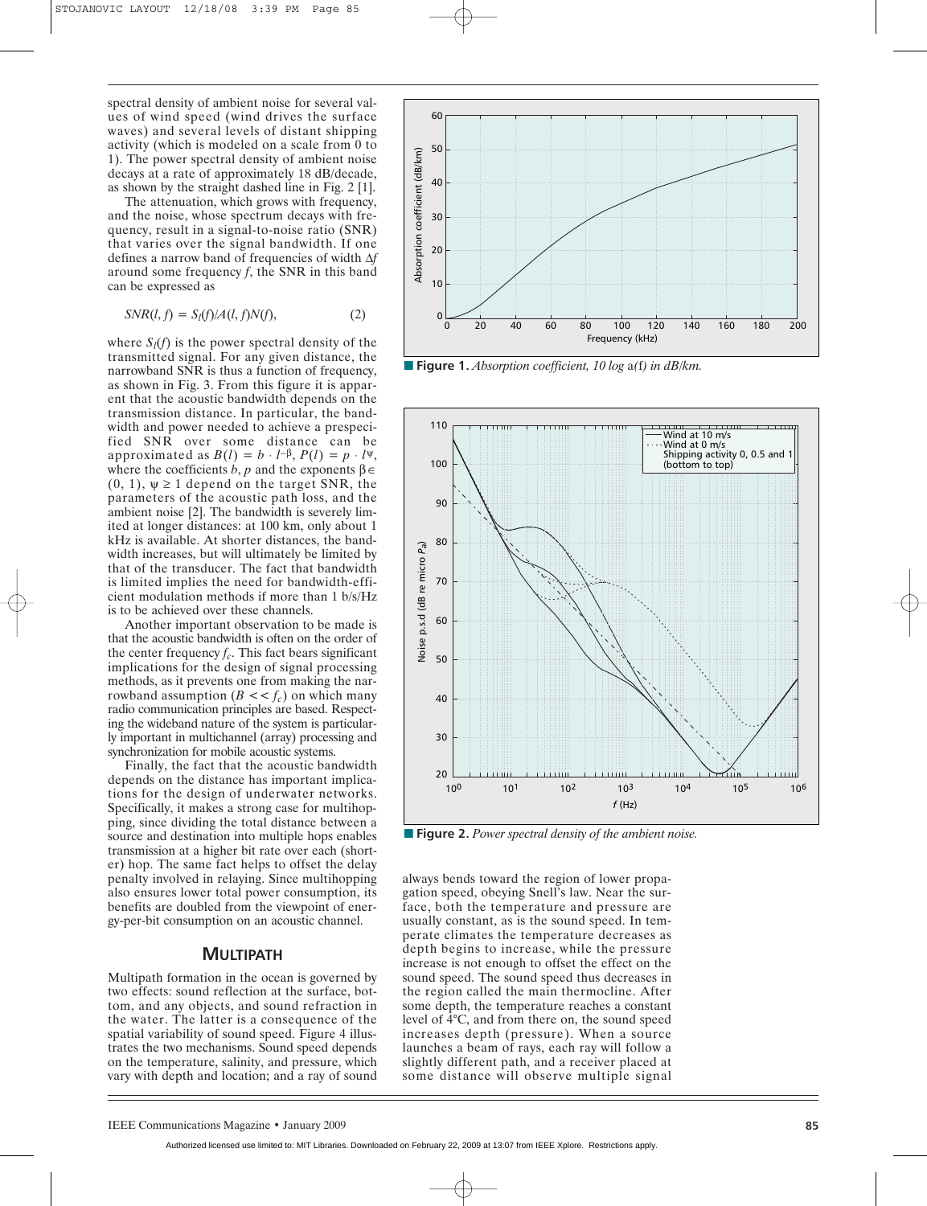spectral density of ambient noise for several values of wind speed (wind drives the surface waves) and several levels of distant shipping activity (which is modeled on a scale from 0 to 1). The power spectral density of ambient noise decays at a rate of approximately 18 dB/decade, as shown by the straight dashed line in Fig. 2 [1].

The attenuation, which grows with frequency, and the noise, whose spectrum decays with frequency, result in a signal-to-noise ratio (SNR) that varies over the signal bandwidth. If one defines a narrow band of frequencies of width $\Delta f$ around some frequency $f$, the SNR in this band can be expressed as

$$SNR(l, f) = S_l(f)/A(l, f)N(f), \qquad (2)$$

where $S_l(f)$ is the power spectral density of the transmitted signal. For any given distance, the narrowband SNR is thus a function of frequency, as shown in Fig. 3. From this figure it is apparent that the acoustic bandwidth depends on the transmission distance. In particular, the bandwidth and power needed to achieve a prespecified SNR over some distance can be approximated as $B(l) = b \cdot l^{-\beta}$, $P(l) = p \cdot l^{\psi}$, where the coefficients $b$, $p$ and the exponents $\beta \in (0, 1)$, $\psi \geq 1$ depend on the target SNR, the parameters of the acoustic path loss, and the ambient noise [2]. The bandwidth is severely limited at longer distances: at 100 km, only about 1 kHz is available. At shorter distances, the bandwidth increases, but will ultimately be limited by that of the transducer. The fact that bandwidth is limited implies the need for bandwidth-efficient modulation methods if more than 1 b/s/Hz is to be achieved over these channels.

Another important observation to be made is that the acoustic bandwidth is often on the order of the center frequency $f_c$. This fact bears significant implications for the design of signal processing methods, as it prevents one from making the narrowband assumption ($B << f_c$) on which many radio communication principles are based. Respecting the wideband nature of the system is particularly important in multichannel (array) processing and synchronization for mobile acoustic systems.

Finally, the fact that the acoustic bandwidth depends on the distance has important implications for the design of underwater networks. Specifically, it makes a strong case for multihopping, since dividing the total distance between a source and destination into multiple hops enables transmission at a higher bit rate over each (shorter) hop. The same fact helps to offset the delay penalty involved in relaying. Since multihopping also ensures lower total power consumption, its benefits are doubled from the viewpoint of energy-per-bit consumption on an acoustic channel.

## Multipath

Multipath formation in the ocean is governed by two effects: sound reflection at the surface, bottom, and any objects, and sound refraction in the water. The latter is a consequence of the spatial variability of sound speed. Figure 4 illustrates the two mechanisms. Sound speed depends on the temperature, salinity, and pressure, which vary with depth and location; and a ray of sound always bends toward the region of lower propagation speed, obeying Snell's law. Near the surface, both the temperature and pressure are usually constant, as is the sound speed. In temperate climates the temperature decreases as depth begins to increase, while the pressure increase is not enough to offset the effect on the sound speed. The sound speed thus decreases in the region called the main thermocline. After some depth, the temperature reaches a constant level of 4°C, and from there on, the sound speed increases depth (pressure). When a source launches a beam of rays, each ray will follow a slightly different path, and a receiver placed at some distance will observe multiple signal

Absorption coefficient (dB/km)
60
50
40
30
20
10
0
0 20 40 60 80 100 120 140 160 180 200
Frequency (kHz)

**Figure 1.** *Absorption coefficient, 10 log a(f) in dB/km.*

Noise p.s.d (dB re micro $P_a$)
110
100
90
80
70
60
50
40
30
20
$10^0$ $10^1$ $10^2$ $10^3$ $10^4$ $10^5$ $10^6$
$f$ (Hz)
Wind at 10 m/s
Wind at 0 m/s
Shipping activity 0, 0.5 and 1 (bottom to top)

**Figure 2.** *Power spectral density of the ambient noise.*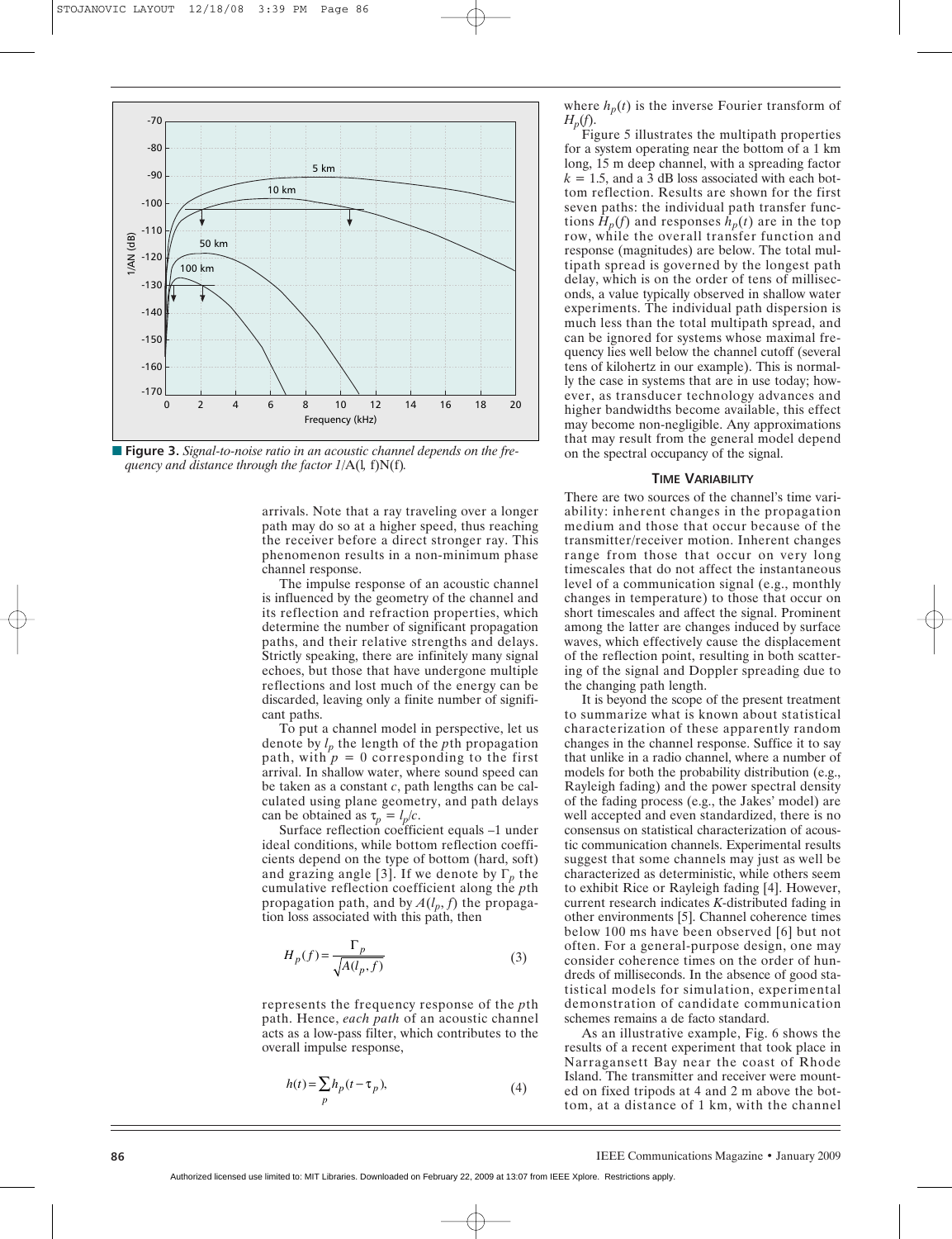**Figure 3.** *Signal-to-noise ratio in an acoustic channel depends on the frequency and distance through the factor 1/A(l, f)N(f).*

arrivals. Note that a ray traveling over a longer path may do so at a higher speed, thus reaching the receiver before a direct stronger ray. This phenomenon results in a non-minimum phase channel response.

The impulse response of an acoustic channel is influenced by the geometry of the channel and its reflection and refraction properties, which determine the number of significant propagation paths, and their relative strengths and delays. Strictly speaking, there are infinitely many signal echoes, but those that have undergone multiple reflections and lost much of the energy can be discarded, leaving only a finite number of significant paths.

To put a channel model in perspective, let us denote by $l_p$ the length of the $p$th propagation path, with $p = 0$ corresponding to the first arrival. In shallow water, where sound speed can be taken as a constant $c$, path lengths can be calculated using plane geometry, and path delays can be obtained as $\tau_p = l_p/c$.

Surface reflection coefficient equals –1 under ideal conditions, while bottom reflection coefficients depend on the type of bottom (hard, soft) and grazing angle [3]. If we denote by $\Gamma_p$ the cumulative reflection coefficient along the $p$th propagation path, and by $A(l_p, f)$ the propagation loss associated with this path, then

$$H_p(f) = \frac{\Gamma_p}{\sqrt{A(l_p, f)}} \quad (3)$$

represents the frequency response of the $p$th path. Hence, *each path* of an acoustic channel acts as a low-pass filter, which contributes to the overall impulse response,

$$h(t) = \sum_p h_p(t - \tau_p), \quad (4)$$

where $h_p(t)$ is the inverse Fourier transform of $H_p(f)$.

Figure 5 illustrates the multipath properties for a system operating near the bottom of a 1 km long, 15 m deep channel, with a spreading factor $k = 1.5$, and a 3 dB loss associated with each bottom reflection. Results are shown for the first seven paths: the individual path transfer functions $H_p(f)$ and responses $h_p(t)$ are in the top row, while the overall transfer function and response (magnitudes) are below. The total multipath spread is governed by the longest path delay, which is on the order of tens of milliseconds, a value typically observed in shallow water experiments. The individual path dispersion is much less than the total multipath spread, and can be ignored for systems whose maximal frequency lies well below the channel cutoff (several tens of kilohertz in our example). This is normally the case in systems that are in use today; however, as transducer technology advances and higher bandwidths become available, this effect may become non-negligible. Any approximations that may result from the general model depend on the spectral occupancy of the signal.

## TIME VARIABILITY

There are two sources of the channel's time variability: inherent changes in the propagation medium and those that occur because of the transmitter/receiver motion. Inherent changes range from those that occur on very long timescales that do not affect the instantaneous level of a communication signal (e.g., monthly changes in temperature) to those that occur on short timescales and affect the signal. Prominent among the latter are changes induced by surface waves, which effectively cause the displacement of the reflection point, resulting in both scattering of the signal and Doppler spreading due to the changing path length.

It is beyond the scope of the present treatment to summarize what is known about statistical characterization of these apparently random changes in the channel response. Suffice it to say that unlike in a radio channel, where a number of models for both the probability distribution (e.g., Rayleigh fading) and the power spectral density of the fading process (e.g., the Jakes' model) are well accepted and even standardized, there is no consensus on statistical characterization of acoustic communication channels. Experimental results suggest that some channels may just as well be characterized as deterministic, while others seem to exhibit Rice or Rayleigh fading [4]. However, current research indicates *K*-distributed fading in other environments [5]. Channel coherence times below 100 ms have been observed [6] but not often. For a general-purpose design, one may consider coherence times on the order of hundreds of milliseconds. In the absence of good statistical models for simulation, experimental demonstration of candidate communication schemes remains a de facto standard.

As an illustrative example, Fig. 6 shows the results of a recent experiment that took place in Narragansett Bay near the coast of Rhode Island. The transmitter and receiver were mounted on fixed tripods at 4 and 2 m above the bottom, at a distance of 1 km, with the channel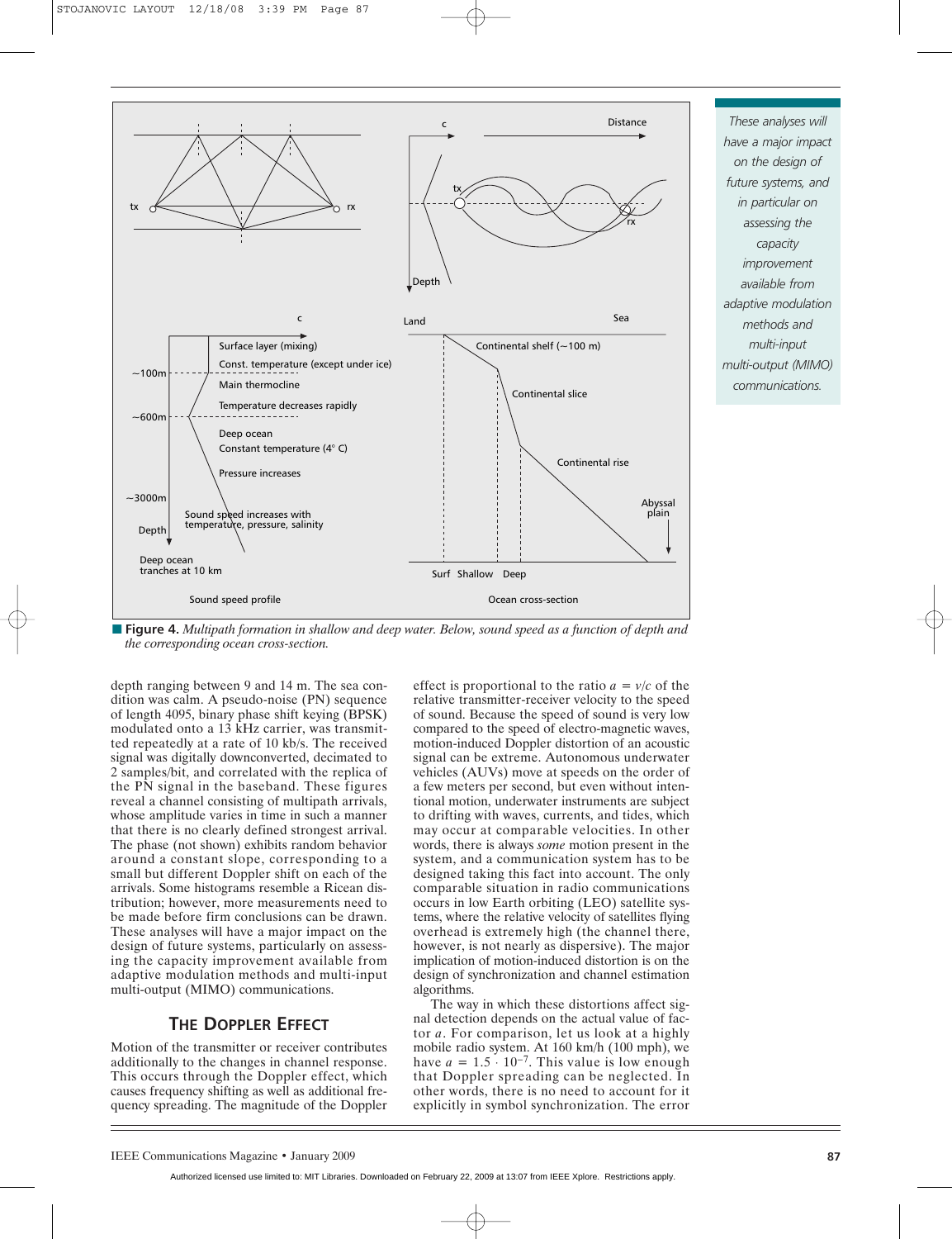**Figure 4.** *Multipath formation in shallow and deep water. Below, sound speed as a function of depth and the corresponding ocean cross-section.*

depth ranging between 9 and 14 m. The sea condition was calm. A pseudo-noise (PN) sequence of length 4095, binary phase shift keying (BPSK) modulated onto a 13 kHz carrier, was transmitted repeatedly at a rate of 10 kb/s. The received signal was digitally downconverted, decimated to 2 samples/bit, and correlated with the replica of the PN signal in the baseband. These figures reveal a channel consisting of multipath arrivals, whose amplitude varies in time in such a manner that there is no clearly defined strongest arrival. The phase (not shown) exhibits random behavior around a constant slope, corresponding to a small but different Doppler shift on each of the arrivals. Some histograms resemble a Ricean distribution; however, more measurements need to be made before firm conclusions can be drawn. These analyses will have a major impact on the design of future systems, particularly on assessing the capacity improvement available from adaptive modulation methods and multi-input multi-output (MIMO) communications.

*These analyses will have a major impact on the design of future systems, and in particular on assessing the capacity improvement available from adaptive modulation methods and multi-input multi-output (MIMO) communications.*

## The Doppler Effect

Motion of the transmitter or receiver contributes additionally to the changes in channel response. This occurs through the Doppler effect, which causes frequency shifting as well as additional frequency spreading. The magnitude of the Doppler effect is proportional to the ratio $a = v/c$ of the relative transmitter-receiver velocity to the speed of sound. Because the speed of sound is very low compared to the speed of electro-magnetic waves, motion-induced Doppler distortion of an acoustic signal can be extreme. Autonomous underwater vehicles (AUVs) move at speeds on the order of a few meters per second, but even without intentional motion, underwater instruments are subject to drifting with waves, currents, and tides, which may occur at comparable velocities. In other words, there is always *some* motion present in the system, and a communication system has to be designed taking this fact into account. The only comparable situation in radio communications occurs in low Earth orbiting (LEO) satellite systems, where the relative velocity of satellites flying overhead is extremely high (the channel there, however, is not nearly as dispersive). The major implication of motion-induced distortion is on the design of synchronization and channel estimation algorithms.

The way in which these distortions affect signal detection depends on the actual value of factor $a$. For comparison, let us look at a highly mobile radio system. At 160 km/h (100 mph), we have $a = 1.5 \cdot 10^{-7}$. This value is low enough that Doppler spreading can be neglected. In other words, there is no need to account for it explicitly in symbol synchronization. The error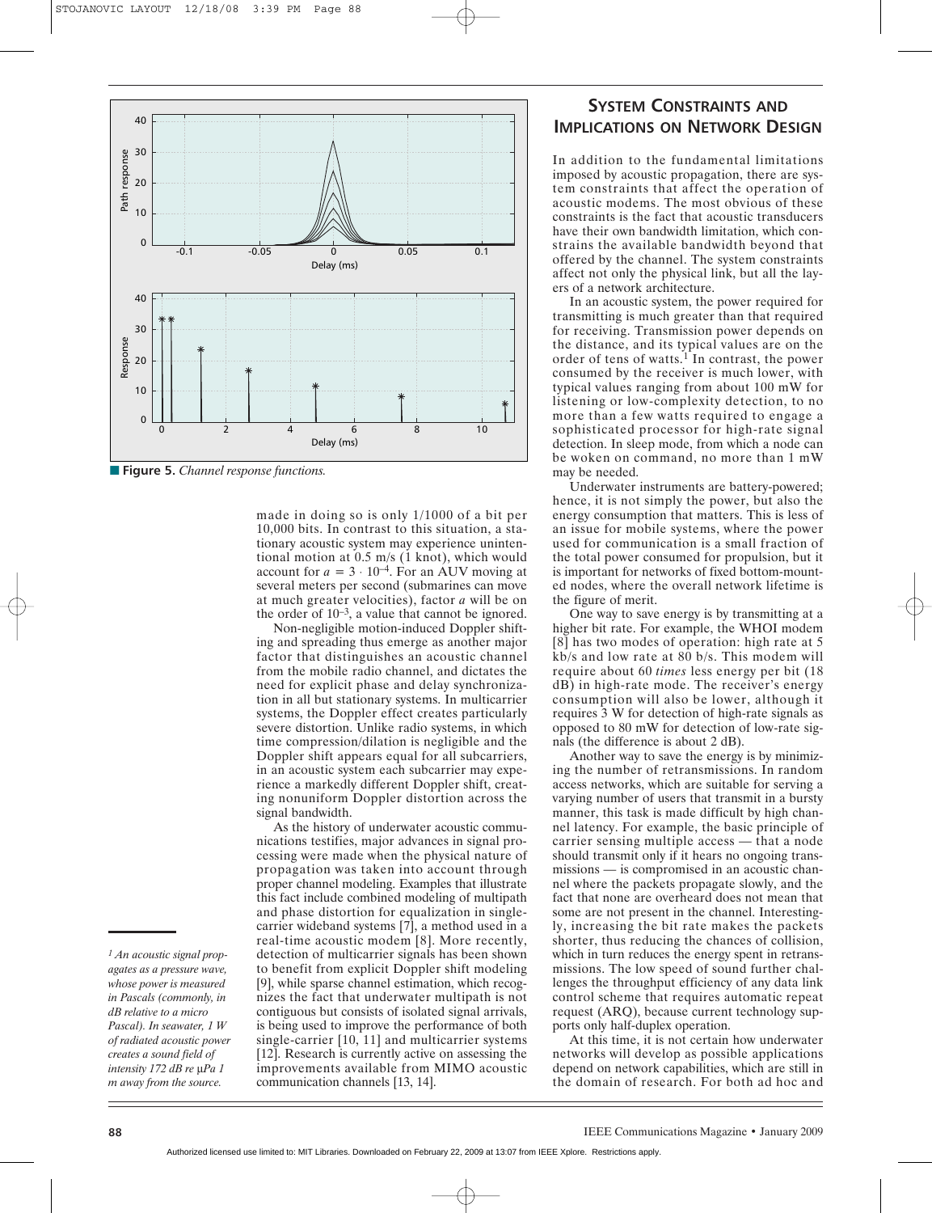■ **Figure 5.** *Channel response functions.*

made in doing so is only 1/1000 of a bit per 10,000 bits. In contrast to this situation, a stationary acoustic system may experience unintentional motion at 0.5 m/s (1 knot), which would account for $a = 3 \cdot 10^{-4}$. For an AUV moving at several meters per second (submarines can move at much greater velocities), factor $a$ will be on the order of $10^{-3}$, a value that cannot be ignored.

Non-negligible motion-induced Doppler shifting and spreading thus emerge as another major factor that distinguishes an acoustic channel from the mobile radio channel, and dictates the need for explicit phase and delay synchronization in all but stationary systems. In multicarrier systems, the Doppler effect creates particularly severe distortion. Unlike radio systems, in which time compression/dilation is negligible and the Doppler shift appears equal for all subcarriers, in an acoustic system each subcarrier may experience a markedly different Doppler shift, creating nonuniform Doppler distortion across the signal bandwidth.

As the history of underwater acoustic communications testifies, major advances in signal processing were made when the physical nature of propagation was taken into account through proper channel modeling. Examples that illustrate this fact include combined modeling of multipath and phase distortion for equalization in single-carrier wideband systems [7], a method used in a real-time acoustic modem [8]. More recently, detection of multicarrier signals has been shown to benefit from explicit Doppler shift modeling [9], while sparse channel estimation, which recognizes the fact that underwater multipath is not contiguous but consists of isolated signal arrivals, is being used to improve the performance of both single-carrier [10, 11] and multicarrier systems [12]. Research is currently active on assessing the improvements available from MIMO acoustic communication channels [13, 14].

## SYSTEM CONSTRAINTS AND IMPLICATIONS ON NETWORK DESIGN

In addition to the fundamental limitations imposed by acoustic propagation, there are system constraints that affect the operation of acoustic modems. The most obvious of these constraints is the fact that acoustic transducers have their own bandwidth limitation, which constrains the available bandwidth beyond that offered by the channel. The system constraints affect not only the physical link, but all the layers of a network architecture.

In an acoustic system, the power required for transmitting is much greater than that required for receiving. Transmission power depends on the distance, and its typical values are on the order of tens of watts.[1] In contrast, the power consumed by the receiver is much lower, with typical values ranging from about 100 mW for listening or low-complexity detection, to no more than a few watts required to engage a sophisticated processor for high-rate signal detection. In sleep mode, from which a node can be woken on command, no more than 1 mW may be needed.

Underwater instruments are battery-powered; hence, it is not simply the power, but also the energy consumption that matters. This is less of an issue for mobile systems, where the power used for communication is a small fraction of the total power consumed for propulsion, but it is important for networks of fixed bottom-mounted nodes, where the overall network lifetime is the figure of merit.

One way to save energy is by transmitting at a higher bit rate. For example, the WHOI modem [8] has two modes of operation: high rate at 5 kb/s and low rate at 80 b/s. This modem will require about 60 *times* less energy per bit (18 dB) in high-rate mode. The receiver's energy consumption will also be lower, although it requires 3 W for detection of high-rate signals as opposed to 80 mW for detection of low-rate signals (the difference is about 2 dB).

Another way to save the energy is by minimizing the number of retransmissions. In random access networks, which are suitable for serving a varying number of users that transmit in a bursty manner, this task is made difficult by high channel latency. For example, the basic principle of carrier sensing multiple access — that a node should transmit only if it hears no ongoing transmissions — is compromised in an acoustic channel where the packets propagate slowly, and the fact that none are overheard does not mean that some are not present in the channel. Interestingly, increasing the bit rate makes the packets shorter, thus reducing the chances of collision, which in turn reduces the energy spent in retransmissions. The low speed of sound further challenges the throughput efficiency of any data link control scheme that requires automatic repeat request (ARQ), because current technology supports only half-duplex operation.

At this time, it is not certain how underwater networks will develop as possible applications depend on network capabilities, which are still in the domain of research. For both ad hoc and

---

[1] *An acoustic signal propagates as a pressure wave, whose power is measured in Pascals (commonly, in dB relative to a micro Pascal). In seawater, 1 W of radiated acoustic power creates a sound field of intensity 172 dB re μPa 1 m away from the source.*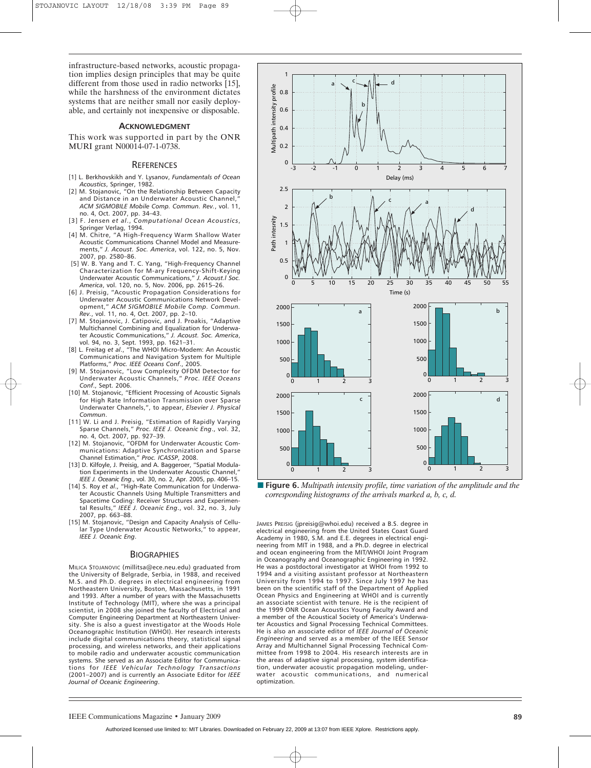infrastructure-based networks, acoustic propagation implies design principles that may be quite different from those used in radio networks [15], while the harshness of the environment dictates systems that are neither small nor easily deployable, and certainly not inexpensive or disposable.

## ACKNOWLEDGMENT

This work was supported in part by the ONR MURI grant N00014-07-1-0738.

## REFERENCES

[1] L. Berkhovskikh and Y. Lysanov, *Fundamentals of Ocean Acoustics*, Springer, 1982.

[2] M. Stojanovic, "On the Relationship Between Capacity and Distance in an Underwater Acoustic Channel," *ACM SIGMOBILE Mobile Comp. Commun. Rev.*, vol. 11, no. 4, Oct. 2007, pp. 34–43.

[3] F. Jensen *et al.*, *Computational Ocean Acoustics*, Springer Verlag, 1994.

[4] M. Chitre, "A High-Frequency Warm Shallow Water Acoustic Communications Channel Model and Measurements," *J. Acoust. Soc. America*, vol. 122, no. 5, Nov. 2007, pp. 2580–86.

[5] W. B. Yang and T. C. Yang, "High-Frequency Channel Characterization for M-ary Frequency-Shift-Keying Underwater Acoustic Communications," *J. Acoust.l Soc. America*, vol. 120, no. 5, Nov. 2006, pp. 2615–26.

[6] J. Preisig, "Acoustic Propagation Considerations for Underwater Acoustic Communications Network Development," *ACM SIGMOBILE Mobile Comp. Commun. Rev.*, vol. 11, no. 4, Oct. 2007, pp. 2–10.

[7] M. Stojanovic, J. Catipovic, and J. Proakis, "Adaptive Multichannel Combining and Equalization for Underwater Acoustic Communications," *J. Acoust. Soc. America*, vol. 94, no. 3, Sept. 1993, pp. 1621–31.

[8] L. Freitag *et al.*, "The WHOI Micro-Modem: An Acoustic Communications and Navigation System for Multiple Platforms," *Proc. IEEE Oceans Conf.*, 2005.

[9] M. Stojanovic, "Low Complexity OFDM Detector for Underwater Acoustic Channels," *Proc. IEEE Oceans Conf.*, Sept. 2006.

[10] M. Stojanovic, "Efficient Processing of Acoustic Signals for High Rate Information Transmission over Sparse Underwater Channels,", to appear, *Elsevier J. Physical Commun.*

[11] W. Li and J. Preisig, "Estimation of Rapidly Varying Sparse Channels," *Proc. IEEE J. Oceanic Eng.*, vol. 32, no. 4, Oct. 2007, pp. 927–39.

[12] M. Stojanovic, "OFDM for Underwater Acoustic Communications: Adaptive Synchronization and Sparse Channel Estimation," *Proc. ICASSP*, 2008.

[13] D. Kilfoyle, J. Preisig, and A. Baggeroer, "Spatial Modulation Experiments in the Underwater Acoustic Channel," *IEEE J. Oceanic Eng.*, vol. 30, no. 2, Apr. 2005, pp. 406–15.

[14] S. Roy *et al.*, "High-Rate Communication for Underwater Acoustic Channels Using Multiple Transmitters and Spacetime Coding: Receiver Structures and Experimental Results," *IEEE J. Oceanic Eng.*, vol. 32, no. 3, July 2007, pp. 663–88.

[15] M. Stojanovic, "Design and Capacity Analysis of Cellular Type Underwater Acoustic Networks," to appear, *IEEE J. Oceanic Eng.*

## BIOGRAPHIES

MILICA STOJANOVIC (millitsa@ece.neu.edu) graduated from the University of Belgrade, Serbia, in 1988, and received M.S. and Ph.D. degrees in electrical engineering from Northeastern University, Boston, Massachusetts, in 1991 and 1993. After a number of years with the Massachusetts Institute of Technology (MIT), where she was a principal scientist, in 2008 she joined the faculty of Electrical and Computer Engineering Department at Northeastern University. She is also a guest investigator at the Woods Hole Oceanographic Institution (WHOI). Her research interests include digital communications theory, statistical signal processing, and wireless networks, and their applications to mobile radio and underwater acoustic communication systems. She served as an Associate Editor for Communications for *IEEE Vehicular Technology Transactions* (2001–2007) and is currently an Associate Editor for *IEEE Journal of Oceanic Engineering*.

Multipath intensity profile
Delay (ms)
Path intensity
Time (s)
a b c d

**Figure 6.** *Multipath intensity profile, time variation of the amplitude and the corresponding histograms of the arrivals marked a, b, c, d.*

JAMES PREISIG (jpreisig@whoi.edu) received a B.S. degree in electrical engineering from the United States Coast Guard Academy in 1980, S.M. and E.E. degrees in electrical engineering from MIT in 1988, and a Ph.D. degree in electrical and ocean engineering from the MIT/WHOI Joint Program in Oceanography and Oceanographic Engineering in 1992. He was a postdoctoral investigator at WHOI from 1992 to 1994 and a visiting assistant professor at Northeastern University from 1994 to 1997. Since July 1997 he has been on the scientific staff of the Department of Applied Ocean Physics and Engineering at WHOI and is currently an associate scientist with tenure. He is the recipient of the 1999 ONR Ocean Acoustics Young Faculty Award and a member of the Acoustical Society of America's Underwater Acoustics and Signal Processing Technical Committees. He is also an associate editor of *IEEE Journal of Oceanic Engineering* and served as a member of the IEEE Sensor Array and Multichannel Signal Processing Technical Committee from 1998 to 2004. His research interests are in the areas of adaptive signal processing, system identification, underwater acoustic propagation modeling, underwater acoustic communications, and numerical optimization.